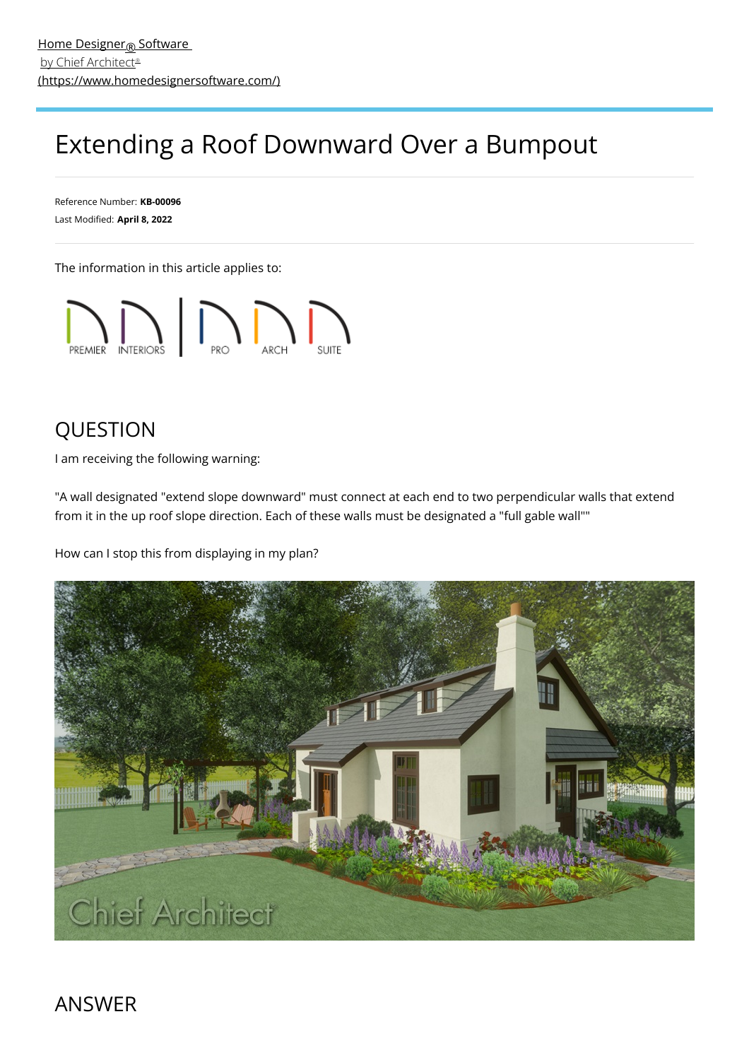Home Designer® Software by Chief Architect® (https://www.homedesignersoftware.com/)

# Extending a Roof Downward Over a Bumpout

Reference Number: **KB-00096**
Last Modified: **April 8, 2022**

The information in this article applies to:

PREMIER INTERIORS | PRO ARCH SUITE

## QUESTION

I am receiving the following warning:

"A wall designated "extend slope downward" must connect at each end to two perpendicular walls that extend from it in the up roof slope direction. Each of these walls must be designated a "full gable wall""

How can I stop this from displaying in my plan?

## ANSWER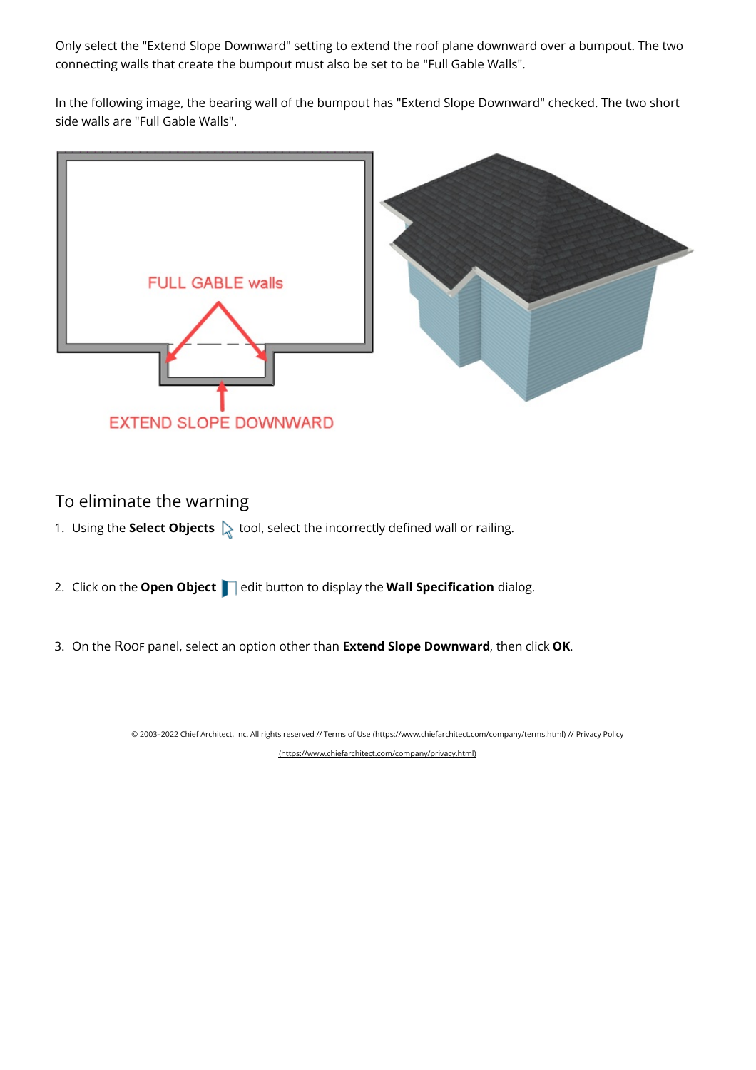Only select the "Extend Slope Downward" setting to extend the roof plane downward over a bumpout. The two connecting walls that create the bumpout must also be set to be "Full Gable Walls".

In the following image, the bearing wall of the bumpout has "Extend Slope Downward" checked. The two short side walls are "Full Gable Walls".

FULL GABLE walls

EXTEND SLOPE DOWNWARD

## To eliminate the warning

1. Using the **Select Objects** tool, select the incorrectly defined wall or railing.
2. Click on the **Open Object** edit button to display the **Wall Specification** dialog.
3. On the ROOF panel, select an option other than **Extend Slope Downward**, then click **OK**.

© 2003–2022 Chief Architect, Inc. All rights reserved // Terms of Use (https://www.chiefarchitect.com/company/terms.html) // Privacy Policy (https://www.chiefarchitect.com/company/privacy.html)